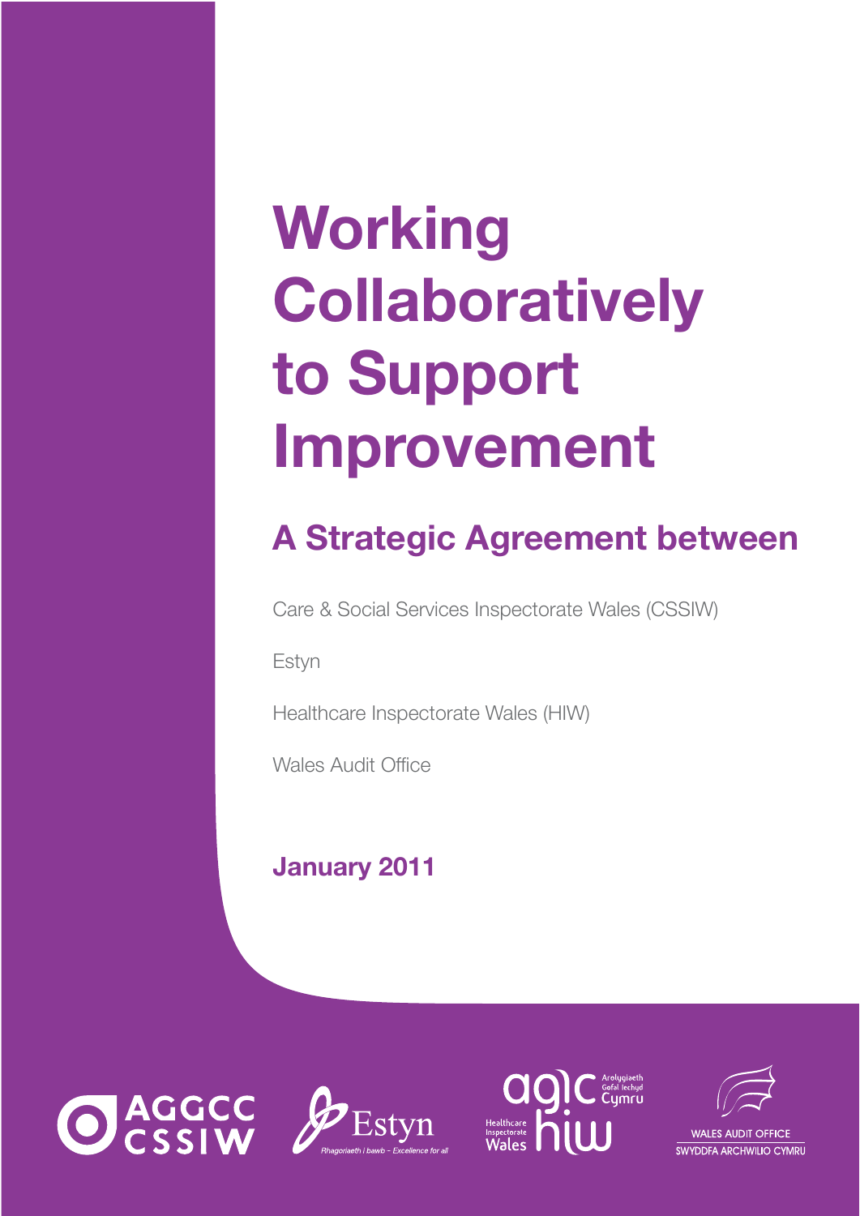# Working Collaboratively to Support Improvement

## A Strategic Agreement between

Care & Social Services Inspectorate Wales (CSSIW)

Estyn

Healthcare Inspectorate Wales (HIW)

Wales Audit Office

**January 2011**

AGGCC CSSIW

Estyn
Rhagoriaeth i bawb – Excellence for all

agic Arolygiaeth Gofal Iechyd Cymru
Healthcare Inspectorate Wales hiw

WALES AUDIT OFFICE
SWYDDFA ARCHWILIO CYMRU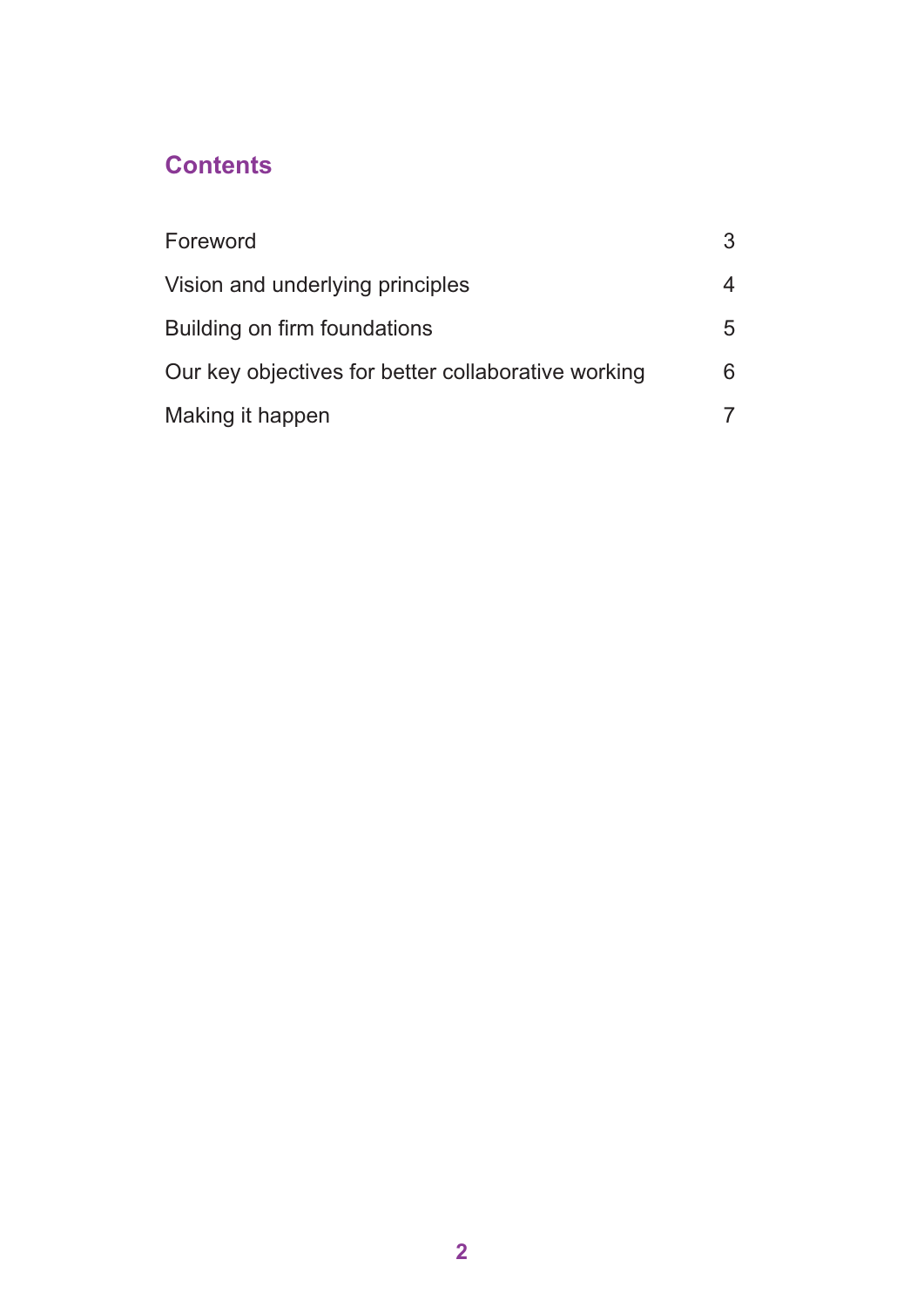## Contents

| | |
|---|---|
| Foreword | 3 |
| Vision and underlying principles | 4 |
| Building on firm foundations | 5 |
| Our key objectives for better collaborative working | 6 |
| Making it happen | 7 |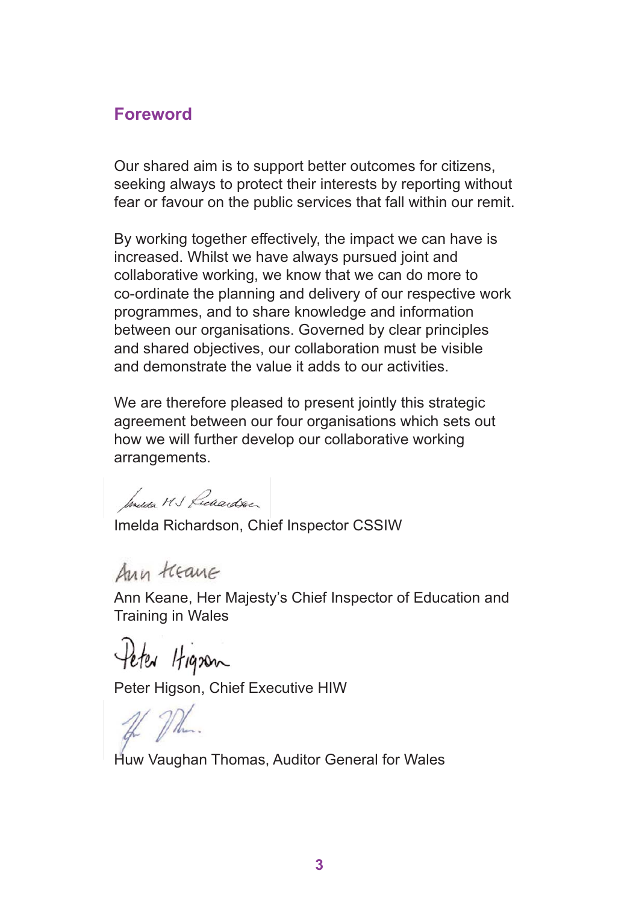## Foreword

Our shared aim is to support better outcomes for citizens, seeking always to protect their interests by reporting without fear or favour on the public services that fall within our remit.

By working together effectively, the impact we can have is increased. Whilst we have always pursued joint and collaborative working, we know that we can do more to co-ordinate the planning and delivery of our respective work programmes, and to share knowledge and information between our organisations. Governed by clear principles and shared objectives, our collaboration must be visible and demonstrate the value it adds to our activities.

We are therefore pleased to present jointly this strategic agreement between our four organisations which sets out how we will further develop our collaborative working arrangements.

Imelda Richardson, Chief Inspector CSSIW

Ann Keane, Her Majesty's Chief Inspector of Education and Training in Wales

Peter Higson, Chief Executive HIW

Huw Vaughan Thomas, Auditor General for Wales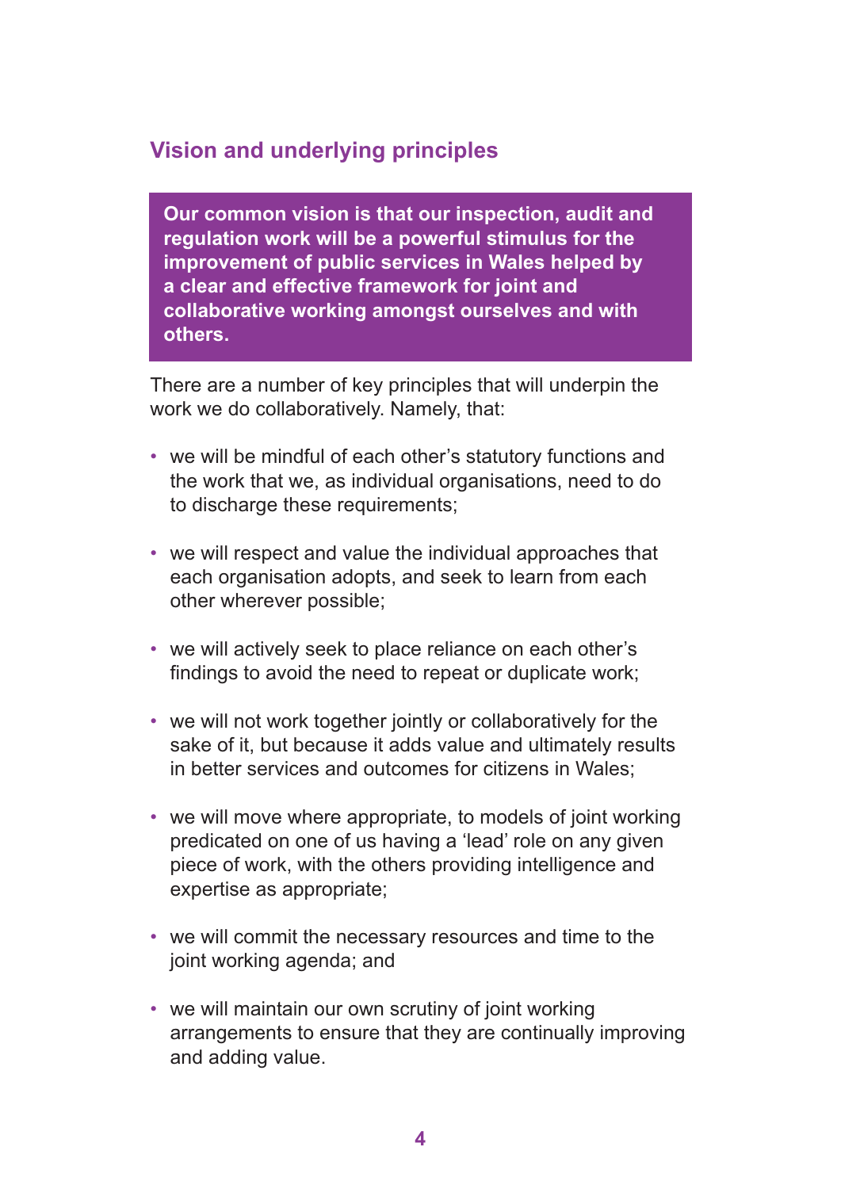## Vision and underlying principles

**Our common vision is that our inspection, audit and regulation work will be a powerful stimulus for the improvement of public services in Wales helped by a clear and effective framework for joint and collaborative working amongst ourselves and with others.**

There are a number of key principles that will underpin the work we do collaboratively. Namely, that:

- we will be mindful of each other's statutory functions and the work that we, as individual organisations, need to do to discharge these requirements;
- we will respect and value the individual approaches that each organisation adopts, and seek to learn from each other wherever possible;
- we will actively seek to place reliance on each other's findings to avoid the need to repeat or duplicate work;
- we will not work together jointly or collaboratively for the sake of it, but because it adds value and ultimately results in better services and outcomes for citizens in Wales;
- we will move where appropriate, to models of joint working predicated on one of us having a 'lead' role on any given piece of work, with the others providing intelligence and expertise as appropriate;
- we will commit the necessary resources and time to the joint working agenda; and
- we will maintain our own scrutiny of joint working arrangements to ensure that they are continually improving and adding value.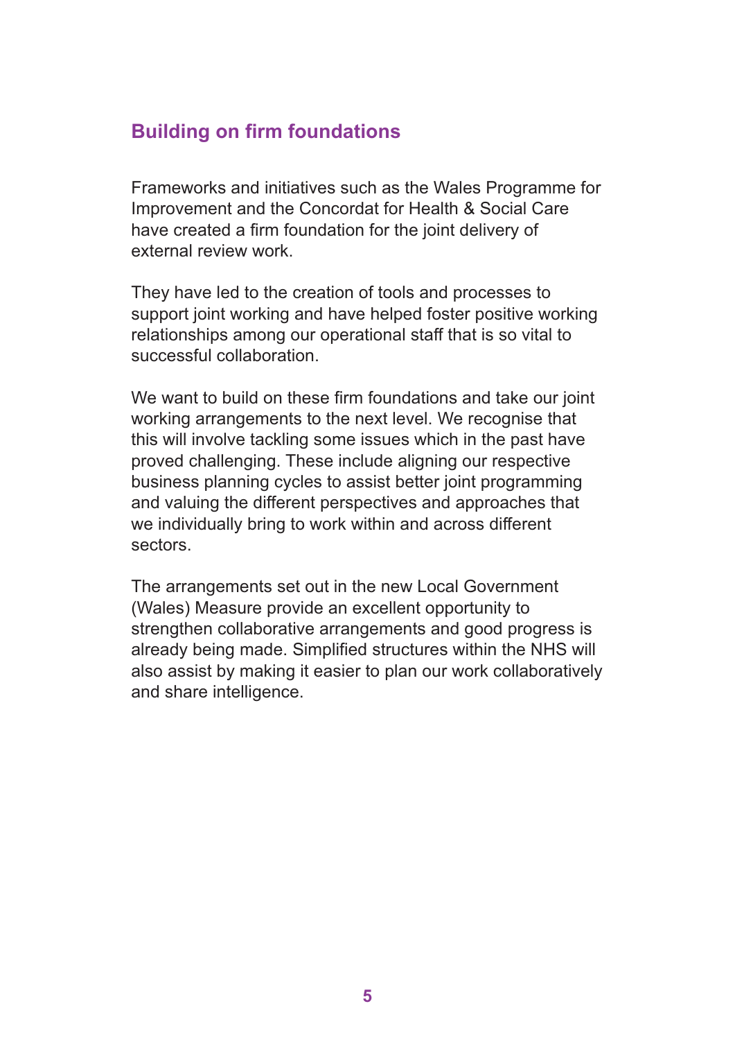## Building on firm foundations

Frameworks and initiatives such as the Wales Programme for Improvement and the Concordat for Health & Social Care have created a firm foundation for the joint delivery of external review work.

They have led to the creation of tools and processes to support joint working and have helped foster positive working relationships among our operational staff that is so vital to successful collaboration.

We want to build on these firm foundations and take our joint working arrangements to the next level. We recognise that this will involve tackling some issues which in the past have proved challenging. These include aligning our respective business planning cycles to assist better joint programming and valuing the different perspectives and approaches that we individually bring to work within and across different sectors.

The arrangements set out in the new Local Government (Wales) Measure provide an excellent opportunity to strengthen collaborative arrangements and good progress is already being made. Simplified structures within the NHS will also assist by making it easier to plan our work collaboratively and share intelligence.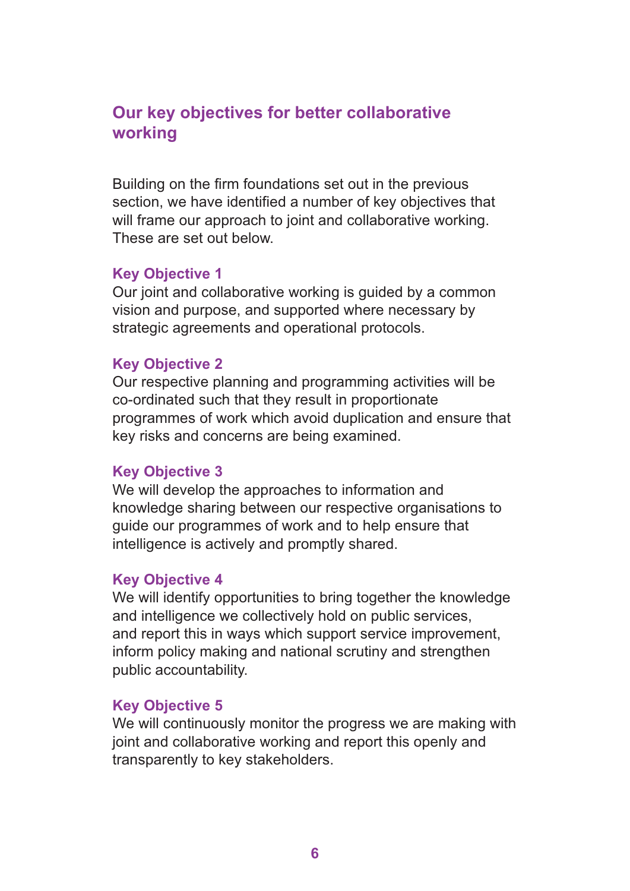## Our key objectives for better collaborative working

Building on the firm foundations set out in the previous section, we have identified a number of key objectives that will frame our approach to joint and collaborative working. These are set out below.

### Key Objective 1

Our joint and collaborative working is guided by a common vision and purpose, and supported where necessary by strategic agreements and operational protocols.

### Key Objective 2

Our respective planning and programming activities will be co-ordinated such that they result in proportionate programmes of work which avoid duplication and ensure that key risks and concerns are being examined.

### Key Objective 3

We will develop the approaches to information and knowledge sharing between our respective organisations to guide our programmes of work and to help ensure that intelligence is actively and promptly shared.

### Key Objective 4

We will identify opportunities to bring together the knowledge and intelligence we collectively hold on public services, and report this in ways which support service improvement, inform policy making and national scrutiny and strengthen public accountability.

### Key Objective 5

We will continuously monitor the progress we are making with joint and collaborative working and report this openly and transparently to key stakeholders.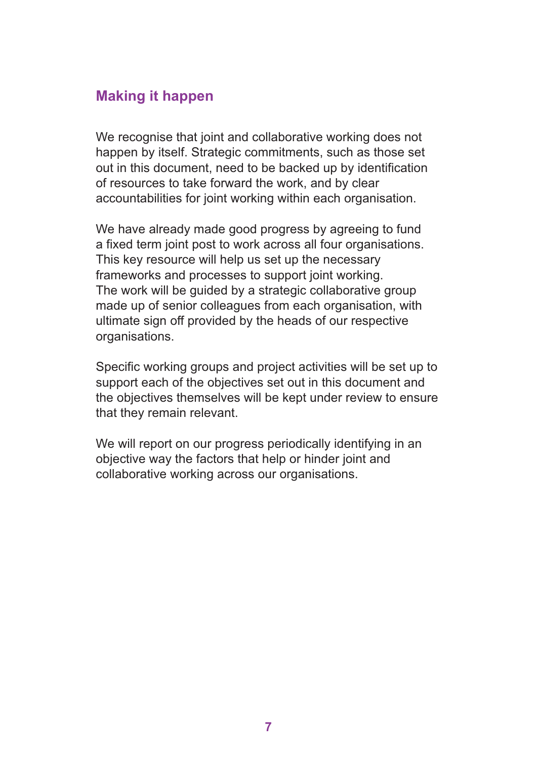## Making it happen

We recognise that joint and collaborative working does not happen by itself. Strategic commitments, such as those set out in this document, need to be backed up by identification of resources to take forward the work, and by clear accountabilities for joint working within each organisation.

We have already made good progress by agreeing to fund a fixed term joint post to work across all four organisations. This key resource will help us set up the necessary frameworks and processes to support joint working. The work will be guided by a strategic collaborative group made up of senior colleagues from each organisation, with ultimate sign off provided by the heads of our respective organisations.

Specific working groups and project activities will be set up to support each of the objectives set out in this document and the objectives themselves will be kept under review to ensure that they remain relevant.

We will report on our progress periodically identifying in an objective way the factors that help or hinder joint and collaborative working across our organisations.